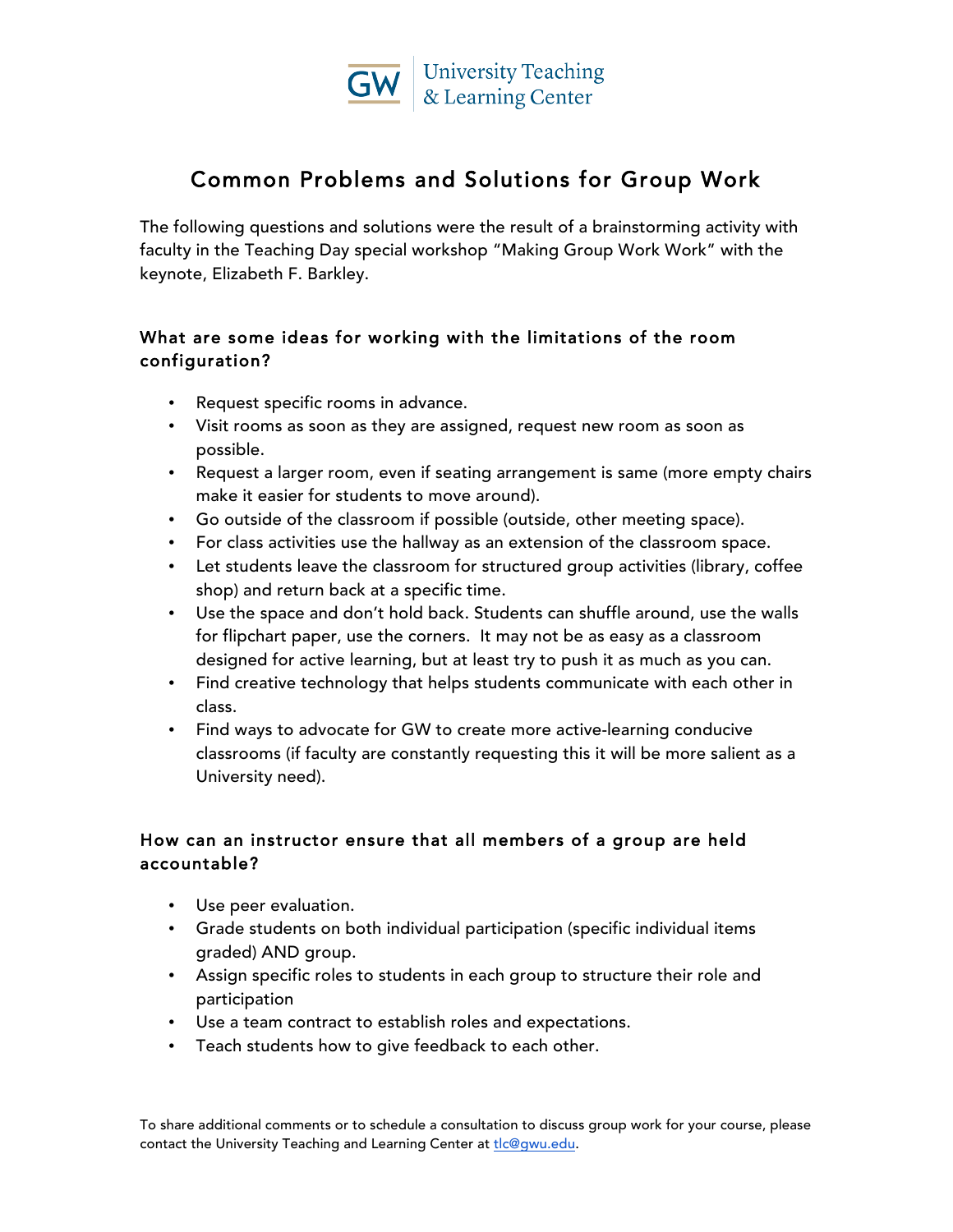GW | University Teaching & Learning Center

# Common Problems and Solutions for Group Work

The following questions and solutions were the result of a brainstorming activity with faculty in the Teaching Day special workshop "Making Group Work Work" with the keynote, Elizabeth F. Barkley.

### What are some ideas for working with the limitations of the room configuration?

- Request specific rooms in advance.
- Visit rooms as soon as they are assigned, request new room as soon as possible.
- Request a larger room, even if seating arrangement is same (more empty chairs make it easier for students to move around).
- Go outside of the classroom if possible (outside, other meeting space).
- For class activities use the hallway as an extension of the classroom space.
- Let students leave the classroom for structured group activities (library, coffee shop) and return back at a specific time.
- Use the space and don't hold back. Students can shuffle around, use the walls for flipchart paper, use the corners. It may not be as easy as a classroom designed for active learning, but at least try to push it as much as you can.
- Find creative technology that helps students communicate with each other in class.
- Find ways to advocate for GW to create more active-learning conducive classrooms (if faculty are constantly requesting this it will be more salient as a University need).

### How can an instructor ensure that all members of a group are held accountable?

- Use peer evaluation.
- Grade students on both individual participation (specific individual items graded) AND group.
- Assign specific roles to students in each group to structure their role and participation
- Use a team contract to establish roles and expectations.
- Teach students how to give feedback to each other.

To share additional comments or to schedule a consultation to discuss group work for your course, please contact the University Teaching and Learning Center at tlc@gwu.edu.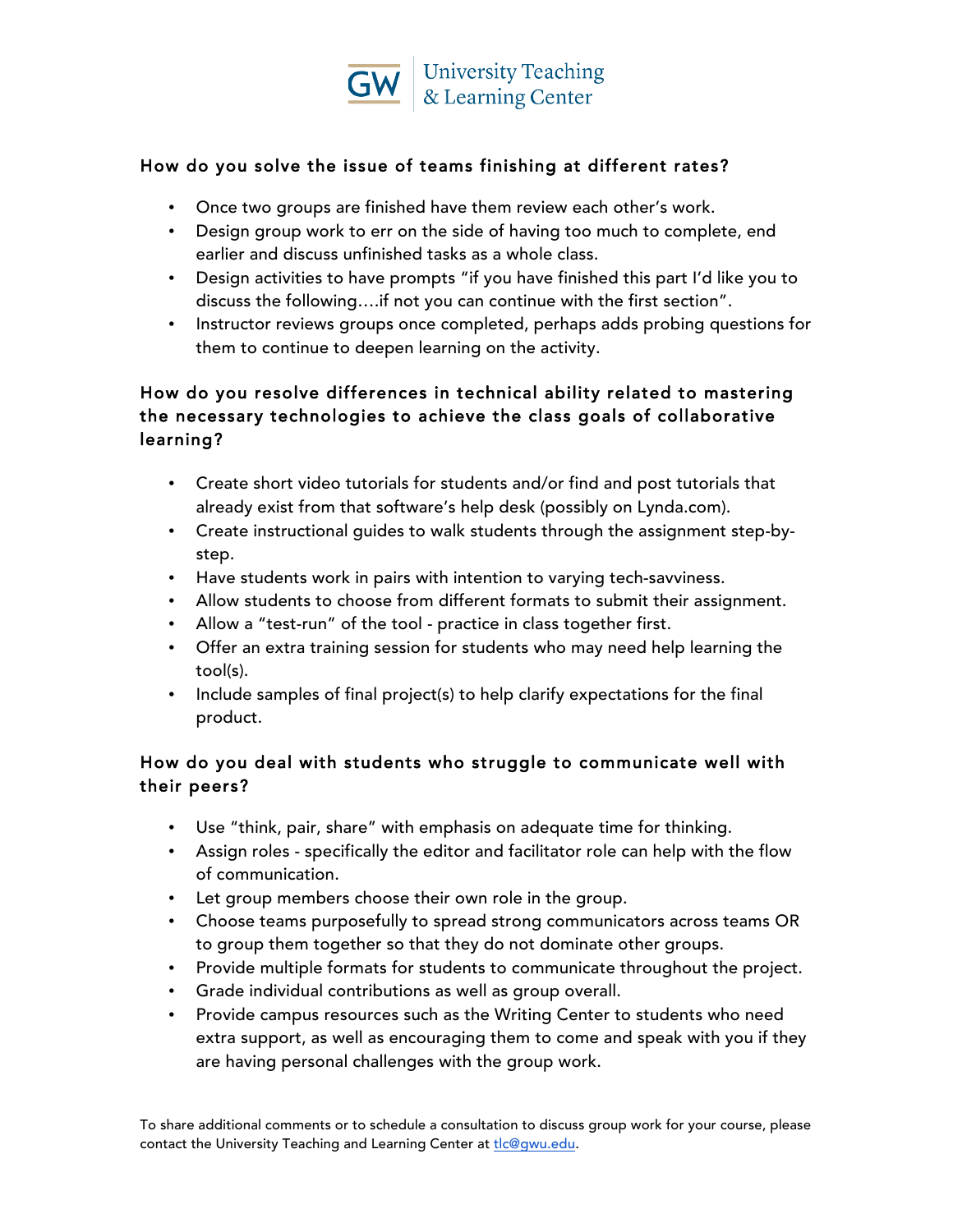### How do you solve the issue of teams finishing at different rates?

- Once two groups are finished have them review each other's work.
- Design group work to err on the side of having too much to complete, end earlier and discuss unfinished tasks as a whole class.
- Design activities to have prompts "if you have finished this part I'd like you to discuss the following….if not you can continue with the first section".
- Instructor reviews groups once completed, perhaps adds probing questions for them to continue to deepen learning on the activity.

### How do you resolve differences in technical ability related to mastering the necessary technologies to achieve the class goals of collaborative learning?

- Create short video tutorials for students and/or find and post tutorials that already exist from that software's help desk (possibly on Lynda.com).
- Create instructional guides to walk students through the assignment step-by-step.
- Have students work in pairs with intention to varying tech-savviness.
- Allow students to choose from different formats to submit their assignment.
- Allow a "test-run" of the tool - practice in class together first.
- Offer an extra training session for students who may need help learning the tool(s).
- Include samples of final project(s) to help clarify expectations for the final product.

### How do you deal with students who struggle to communicate well with their peers?

- Use "think, pair, share" with emphasis on adequate time for thinking.
- Assign roles - specifically the editor and facilitator role can help with the flow of communication.
- Let group members choose their own role in the group.
- Choose teams purposefully to spread strong communicators across teams OR to group them together so that they do not dominate other groups.
- Provide multiple formats for students to communicate throughout the project.
- Grade individual contributions as well as group overall.
- Provide campus resources such as the Writing Center to students who need extra support, as well as encouraging them to come and speak with you if they are having personal challenges with the group work.

To share additional comments or to schedule a consultation to discuss group work for your course, please contact the University Teaching and Learning Center at tlc@gwu.edu.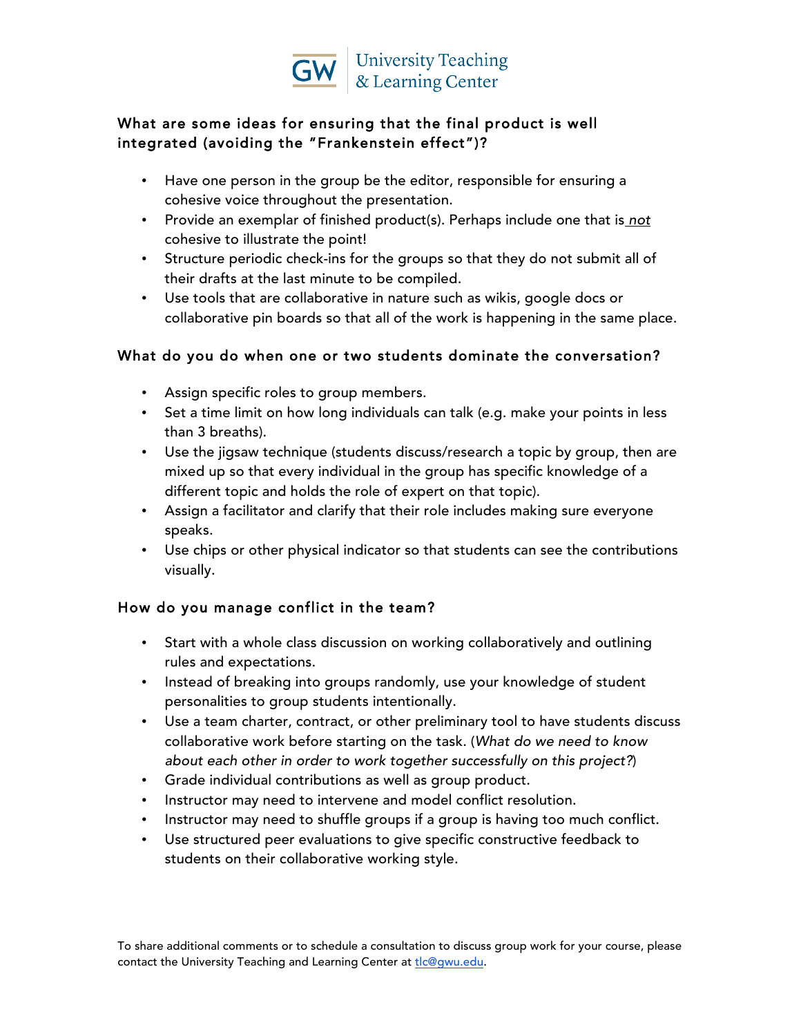### What are some ideas for ensuring that the final product is well integrated (avoiding the "Frankenstein effect")?

- Have one person in the group be the editor, responsible for ensuring a cohesive voice throughout the presentation.
- Provide an exemplar of finished product(s). Perhaps include one that is *not* cohesive to illustrate the point!
- Structure periodic check-ins for the groups so that they do not submit all of their drafts at the last minute to be compiled.
- Use tools that are collaborative in nature such as wikis, google docs or collaborative pin boards so that all of the work is happening in the same place.

### What do you do when one or two students dominate the conversation?

- Assign specific roles to group members.
- Set a time limit on how long individuals can talk (e.g. make your points in less than 3 breaths).
- Use the jigsaw technique (students discuss/research a topic by group, then are mixed up so that every individual in the group has specific knowledge of a different topic and holds the role of expert on that topic).
- Assign a facilitator and clarify that their role includes making sure everyone speaks.
- Use chips or other physical indicator so that students can see the contributions visually.

### How do you manage conflict in the team?

- Start with a whole class discussion on working collaboratively and outlining rules and expectations.
- Instead of breaking into groups randomly, use your knowledge of student personalities to group students intentionally.
- Use a team charter, contract, or other preliminary tool to have students discuss collaborative work before starting on the task. (*What do we need to know about each other in order to work together successfully on this project?*)
- Grade individual contributions as well as group product.
- Instructor may need to intervene and model conflict resolution.
- Instructor may need to shuffle groups if a group is having too much conflict.
- Use structured peer evaluations to give specific constructive feedback to students on their collaborative working style.

To share additional comments or to schedule a consultation to discuss group work for your course, please contact the University Teaching and Learning Center at tlc@gwu.edu.